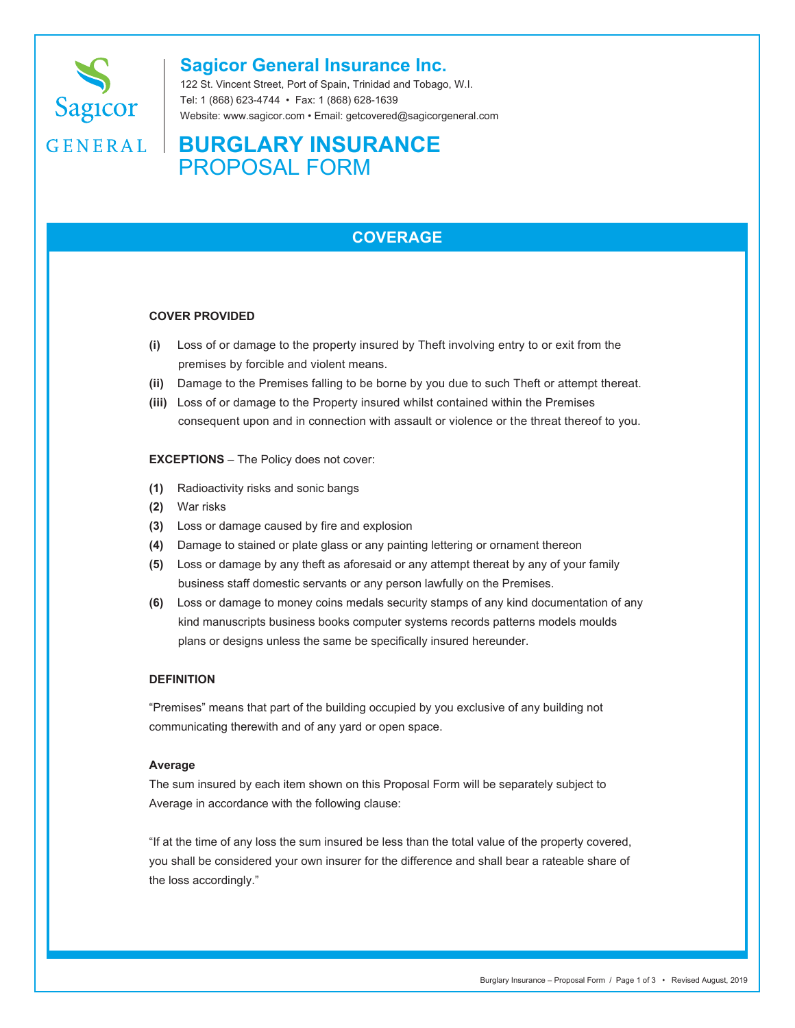# Sagicor General Insurance Inc.

122 St. Vincent Street, Port of Spain, Trinidad and Tobago, W.I.
Tel: 1 (868) 623-4744 • Fax: 1 (868) 628-1639
Website: www.sagicor.com • Email: getcovered@sagicorgeneral.com

# BURGLARY INSURANCE PROPOSAL FORM

## COVERAGE

### COVER PROVIDED

**(i)** Loss of or damage to the property insured by Theft involving entry to or exit from the premises by forcible and violent means.

**(ii)** Damage to the Premises falling to be borne by you due to such Theft or attempt thereat.

**(iii)** Loss of or damage to the Property insured whilst contained within the Premises consequent upon and in connection with assault or violence or the threat thereof to you.

**EXCEPTIONS** – The Policy does not cover:

**(1)** Radioactivity risks and sonic bangs

**(2)** War risks

**(3)** Loss or damage caused by fire and explosion

**(4)** Damage to stained or plate glass or any painting lettering or ornament thereon

**(5)** Loss or damage by any theft as aforesaid or any attempt thereat by any of your family business staff domestic servants or any person lawfully on the Premises.

**(6)** Loss or damage to money coins medals security stamps of any kind documentation of any kind manuscripts business books computer systems records patterns models moulds plans or designs unless the same be specifically insured hereunder.

### DEFINITION

"Premises" means that part of the building occupied by you exclusive of any building not communicating therewith and of any yard or open space.

### Average

The sum insured by each item shown on this Proposal Form will be separately subject to Average in accordance with the following clause:

"If at the time of any loss the sum insured be less than the total value of the property covered, you shall be considered your own insurer for the difference and shall bear a rateable share of the loss accordingly."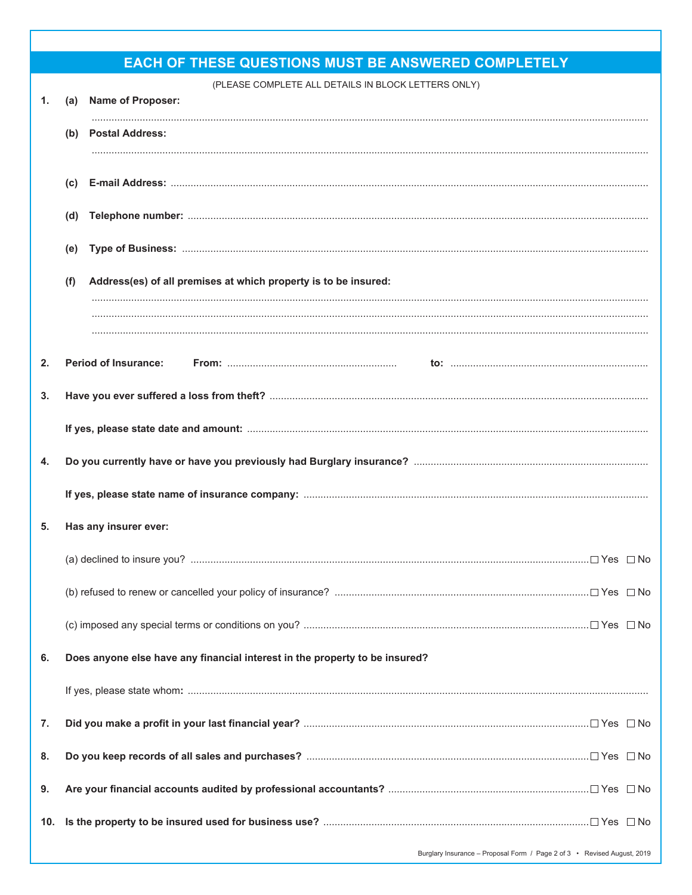## EACH OF THESE QUESTIONS MUST BE ANSWERED COMPLETELY

(PLEASE COMPLETE ALL DETAILS IN BLOCK LETTERS ONLY)

1. **(a) Name of Proposer:**

   ..............................................................................................................................

   **(b) Postal Address:**

   ..............................................................................................................................

   **(c) E-mail Address:** ..............................................................................................................

   **(d) Telephone number:** ........................................................................................................

   **(e) Type of Business:** .........................................................................................................

   **(f) Address(es) of all premises at which property is to be insured:**

   ..............................................................................................................................

   ..............................................................................................................................

   ..............................................................................................................................

2. **Period of Insurance: From:** .................................................. **to:** ..................................................

3. **Have you ever suffered a loss from theft?** ........................................................................................

   **If yes, please state date and amount:** ................................................................................................

4. **Do you currently have or have you previously had Burglary insurance?** ..........................................................

   **If yes, please state name of insurance company:** ........................................................................................

5. **Has any insurer ever:**

   (a) declined to insure you? .............................................................................................. ☐ Yes ☐ No

   (b) refused to renew or cancelled your policy of insurance? ................................................................ ☐ Yes ☐ No

   (c) imposed any special terms or conditions on you? .......................................................................... ☐ Yes ☐ No

6. **Does anyone else have any financial interest in the property to be insured?**

   If yes, please state whom**:** ........................................................................................................

7. **Did you make a profit in your last financial year?** ...................................................................... ☐ Yes ☐ No

8. **Do you keep records of all sales and purchases?** ........................................................................ ☐ Yes ☐ No

9. **Are your financial accounts audited by professional accountants?** ................................................ ☐ Yes ☐ No

10. **Is the property to be insured used for business use?** ................................................................ ☐ Yes ☐ No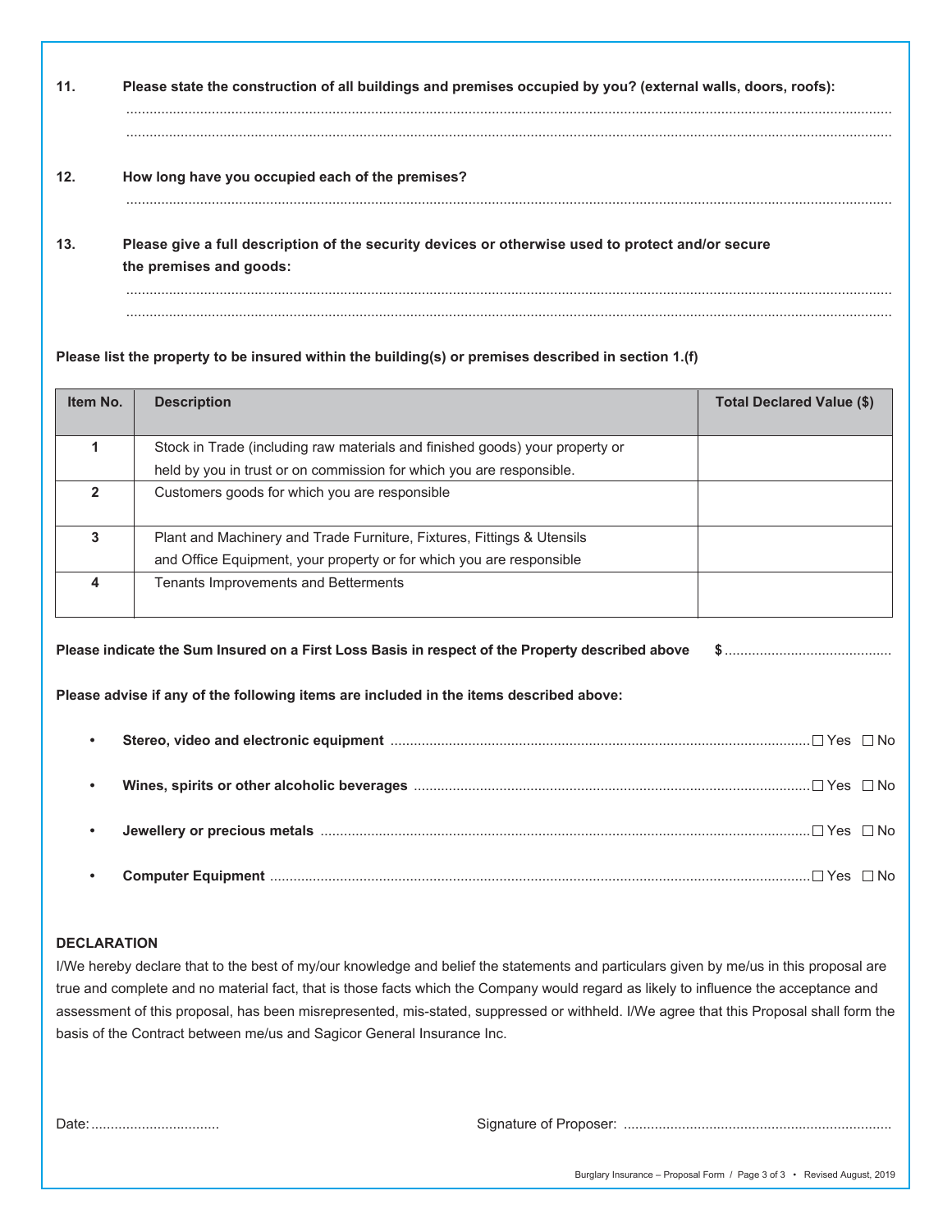**11. Please state the construction of all buildings and premises occupied by you? (external walls, doors, roofs):**

..................................................................................................................................................................................................

..................................................................................................................................................................................................

**12. How long have you occupied each of the premises?**

..................................................................................................................................................................................................

**13. Please give a full description of the security devices or otherwise used to protect and/or secure the premises and goods:**

..................................................................................................................................................................................................

..................................................................................................................................................................................................

**Please list the property to be insured within the building(s) or premises described in section 1.(f)**

| Item No. | Description | Total Declared Value ($) |
|---|---|---|
| 1 | Stock in Trade (including raw materials and finished goods) your property or held by you in trust or on commission for which you are responsible. | |
| 2 | Customers goods for which you are responsible | |
| 3 | Plant and Machinery and Trade Furniture, Fixtures, Fittings & Utensils and Office Equipment, your property or for which you are responsible | |
| 4 | Tenants Improvements and Betterments | |

**Please indicate the Sum Insured on a First Loss Basis in respect of the Property described above** **$**...........................................

**Please advise if any of the following items are included in the items described above:**

- **Stereo, video and electronic equipment** ........................................................................................................... ☐ Yes ☐ No
- **Wines, spirits or other alcoholic beverages** ..................................................................................................... ☐ Yes ☐ No
- **Jewellery or precious metals** ............................................................................................................................. ☐ Yes ☐ No
- **Computer Equipment** ......................................................................................................................................... ☐ Yes ☐ No

**DECLARATION**

I/We hereby declare that to the best of my/our knowledge and belief the statements and particulars given by me/us in this proposal are true and complete and no material fact, that is those facts which the Company would regard as likely to influence the acceptance and assessment of this proposal, has been misrepresented, mis-stated, suppressed or withheld. I/We agree that this Proposal shall form the basis of the Contract between me/us and Sagicor General Insurance Inc.

Date:.................................

Signature of Proposer: .....................................................................